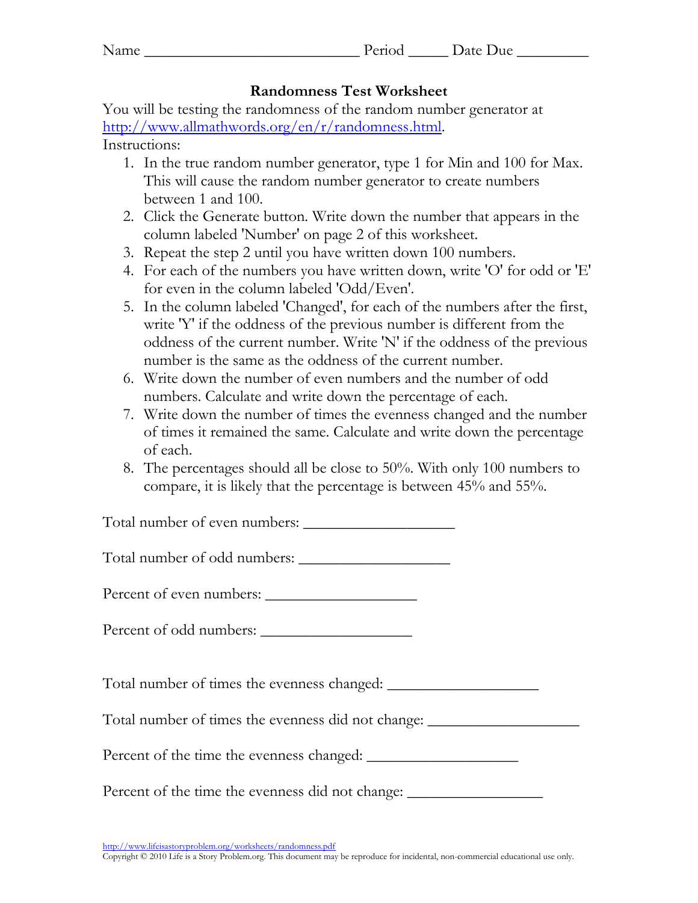Name ___________________________ Period _____ Date Due _________

## Randomness Test Worksheet

You will be testing the randomness of the random number generator at [http://www.allmathwords.org/en/r/randomness.html](http://www.allmathwords.org/en/r/randomness.html).

Instructions:

1. In the true random number generator, type 1 for Min and 100 for Max. This will cause the random number generator to create numbers between 1 and 100.
2. Click the Generate button. Write down the number that appears in the column labeled 'Number' on page 2 of this worksheet.
3. Repeat the step 2 until you have written down 100 numbers.
4. For each of the numbers you have written down, write 'O' for odd or 'E' for even in the column labeled 'Odd/Even'.
5. In the column labeled 'Changed', for each of the numbers after the first, write 'Y' if the oddness of the previous number is different from the oddness of the current number. Write 'N' if the oddness of the previous number is the same as the oddness of the current number.
6. Write down the number of even numbers and the number of odd numbers. Calculate and write down the percentage of each.
7. Write down the number of times the evenness changed and the number of times it remained the same. Calculate and write down the percentage of each.
8. The percentages should all be close to 50%. With only 100 numbers to compare, it is likely that the percentage is between 45% and 55%.

Total number of even numbers: ___________________

Total number of odd numbers: ___________________

Percent of even numbers: ___________________

Percent of odd numbers: ___________________

Total number of times the evenness changed: ___________________

Total number of times the evenness did not change: ___________________

Percent of the time the evenness changed: ___________________

Percent of the time the evenness did not change: _________________

[http://www.lifeisastoryproblem.org/worksheets/randomness.pdf](http://www.lifeisastoryproblem.org/worksheets/randomness.pdf)
Copyright © 2010 Life is a Story Problem.org. This document may be reproduce for incidental, non-commercial educational use only.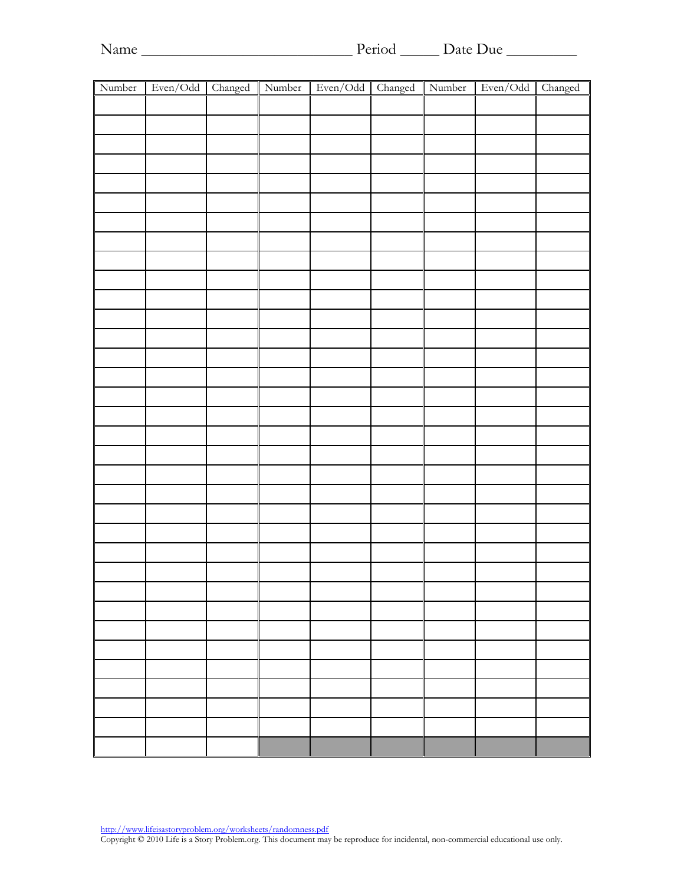Name ___________________________ Period _____ Date Due _________

| Number | Even/Odd | Changed | Number | Even/Odd | Changed | Number | Even/Odd | Changed |
|---|---|---|---|---|---|---|---|---|
| | | | | | | | | |
| | | | | | | | | |
| | | | | | | | | |
| | | | | | | | | |
| | | | | | | | | |
| | | | | | | | | |
| | | | | | | | | |
| | | | | | | | | |
| | | | | | | | | |
| | | | | | | | | |
| | | | | | | | | |
| | | | | | | | | |
| | | | | | | | | |
| | | | | | | | | |
| | | | | | | | | |
| | | | | | | | | |
| | | | | | | | | |
| | | | | | | | | |
| | | | | | | | | |
| | | | | | | | | |
| | | | | | | | | |
| | | | | | | | | |
| | | | | | | | | |
| | | | | | | | | |
| | | | | | | | | |
| | | | | | | | | |
| | | | | | | | | |
| | | | | | | | | |
| | | | | | | | | |
| | | | | | | | | |
| | | | | | | | | |
| | | | | | | | | |
| | | | | | | | | |
| | | | | | | | | |

http://www.lifeisastoryproblem.org/worksheets/randomness.pdf
Copyright © 2010 Life is a Story Problem.org. This document may be reproduce for incidental, non-commercial educational use only.